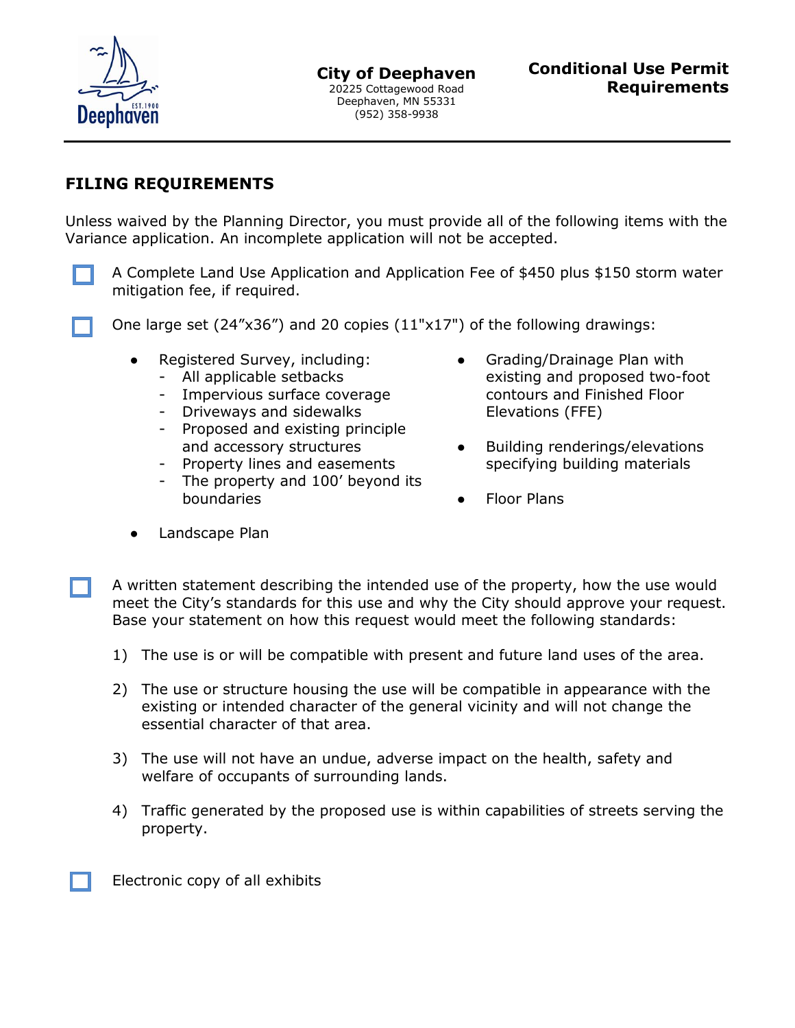City of Deephaven
20225 Cottagewood Road
Deephaven, MN 55331
(952) 358-9938

# Conditional Use Permit Requirements

## FILING REQUIREMENTS

Unless waived by the Planning Director, you must provide all of the following items with the Variance application. An incomplete application will not be accepted.

- [ ] A Complete Land Use Application and Application Fee of $450 plus $150 storm water mitigation fee, if required.

- [ ] One large set (24"x36") and 20 copies (11"x17") of the following drawings:
  - Registered Survey, including:
    - All applicable setbacks
    - Impervious surface coverage
    - Driveways and sidewalks
    - Proposed and existing principle and accessory structures
    - Property lines and easements
    - The property and 100' beyond its boundaries
  - Grading/Drainage Plan with existing and proposed two-foot contours and Finished Floor Elevations (FFE)
  - Building renderings/elevations specifying building materials
  - Floor Plans
  - Landscape Plan

- [ ] A written statement describing the intended use of the property, how the use would meet the City's standards for this use and why the City should approve your request. Base your statement on how this request would meet the following standards:
  1) The use is or will be compatible with present and future land uses of the area.
  2) The use or structure housing the use will be compatible in appearance with the existing or intended character of the general vicinity and will not change the essential character of that area.
  3) The use will not have an undue, adverse impact on the health, safety and welfare of occupants of surrounding lands.
  4) Traffic generated by the proposed use is within capabilities of streets serving the property.

- [ ] Electronic copy of all exhibits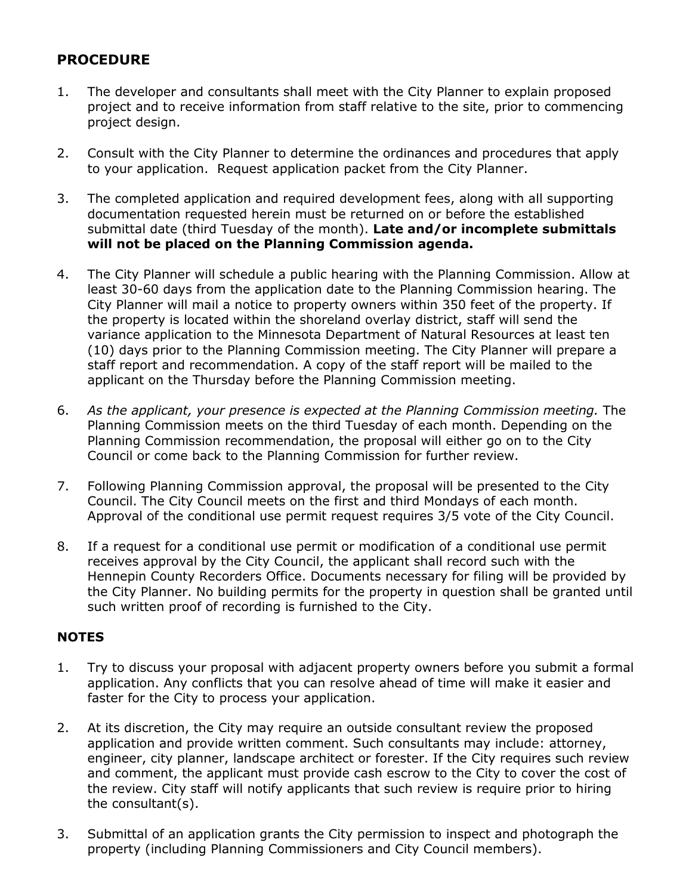## PROCEDURE

1. The developer and consultants shall meet with the City Planner to explain proposed project and to receive information from staff relative to the site, prior to commencing project design.

2. Consult with the City Planner to determine the ordinances and procedures that apply to your application. Request application packet from the City Planner.

3. The completed application and required development fees, along with all supporting documentation requested herein must be returned on or before the established submittal date (third Tuesday of the month). **Late and/or incomplete submittals will not be placed on the Planning Commission agenda.**

4. The City Planner will schedule a public hearing with the Planning Commission. Allow at least 30-60 days from the application date to the Planning Commission hearing. The City Planner will mail a notice to property owners within 350 feet of the property. If the property is located within the shoreland overlay district, staff will send the variance application to the Minnesota Department of Natural Resources at least ten (10) days prior to the Planning Commission meeting. The City Planner will prepare a staff report and recommendation. A copy of the staff report will be mailed to the applicant on the Thursday before the Planning Commission meeting.

6. *As the applicant, your presence is expected at the Planning Commission meeting.* The Planning Commission meets on the third Tuesday of each month. Depending on the Planning Commission recommendation, the proposal will either go on to the City Council or come back to the Planning Commission for further review.

7. Following Planning Commission approval, the proposal will be presented to the City Council. The City Council meets on the first and third Mondays of each month. Approval of the conditional use permit request requires 3/5 vote of the City Council.

8. If a request for a conditional use permit or modification of a conditional use permit receives approval by the City Council, the applicant shall record such with the Hennepin County Recorders Office. Documents necessary for filing will be provided by the City Planner. No building permits for the property in question shall be granted until such written proof of recording is furnished to the City.

## NOTES

1. Try to discuss your proposal with adjacent property owners before you submit a formal application. Any conflicts that you can resolve ahead of time will make it easier and faster for the City to process your application.

2. At its discretion, the City may require an outside consultant review the proposed application and provide written comment. Such consultants may include: attorney, engineer, city planner, landscape architect or forester. If the City requires such review and comment, the applicant must provide cash escrow to the City to cover the cost of the review. City staff will notify applicants that such review is require prior to hiring the consultant(s).

3. Submittal of an application grants the City permission to inspect and photograph the property (including Planning Commissioners and City Council members).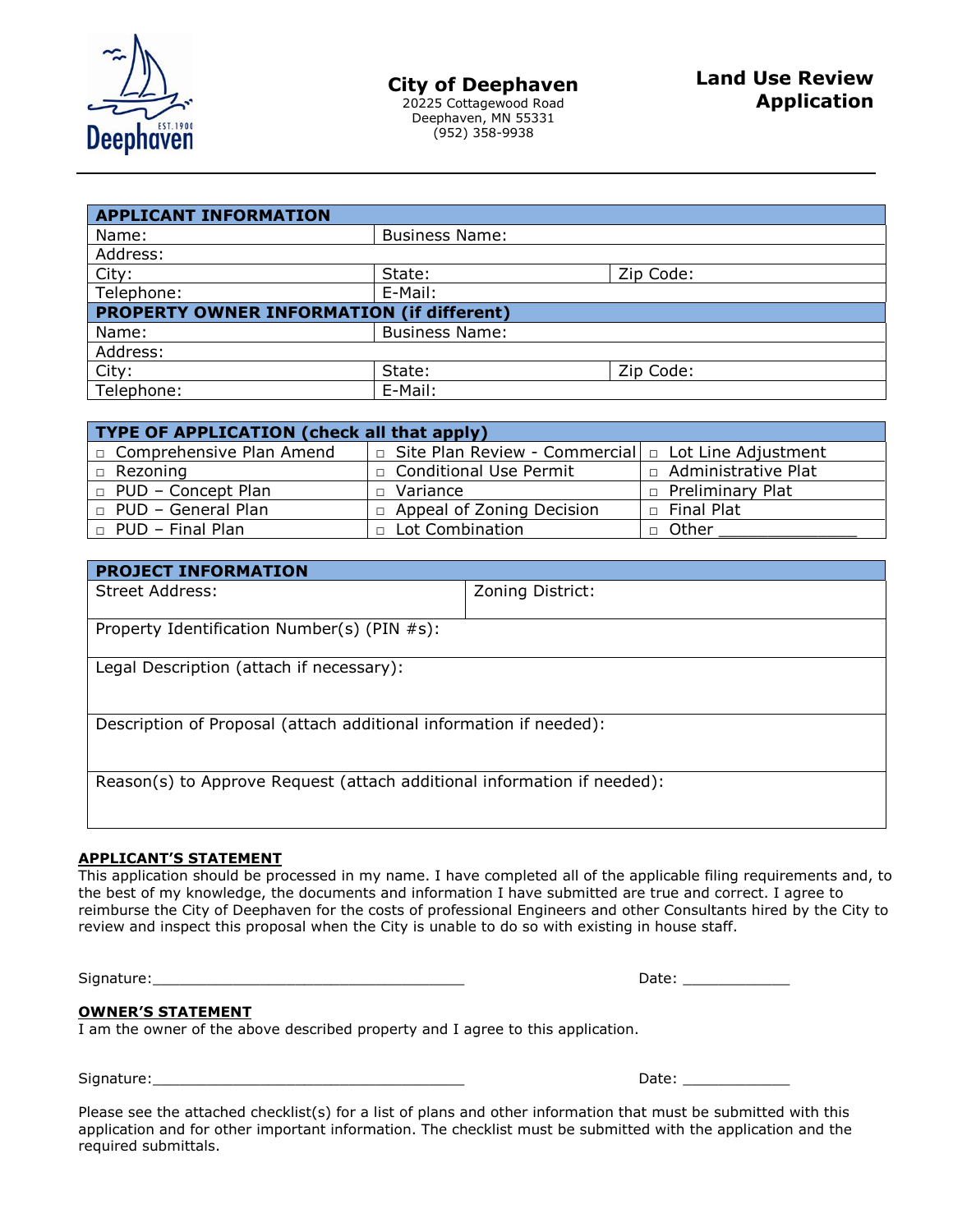**City of Deephaven**
20225 Cottagewood Road
Deephaven, MN 55331
(952) 358-9938

# Land Use Review Application

| APPLICANT INFORMATION | | |
|---|---|---|
| Name: | Business Name: | |
| Address: | | |
| City: | State: | Zip Code: |
| Telephone: | E-Mail: | |
| **PROPERTY OWNER INFORMATION (if different)** | | |
| Name: | Business Name: | |
| Address: | | |
| City: | State: | Zip Code: |
| Telephone: | E-Mail: | |

| TYPE OF APPLICATION (check all that apply) | | |
|---|---|---|
| □ Comprehensive Plan Amend | □ Site Plan Review - Commercial | □ Lot Line Adjustment |
| □ Rezoning | □ Conditional Use Permit | □ Administrative Plat |
| □ PUD – Concept Plan | □ Variance | □ Preliminary Plat |
| □ PUD – General Plan | □ Appeal of Zoning Decision | □ Final Plat |
| □ PUD – Final Plan | □ Lot Combination | □ Other _______________ |

| PROJECT INFORMATION | |
|---|---|
| Street Address: | Zoning District: |
| Property Identification Number(s) (PIN #s): | |
| Legal Description (attach if necessary): | |
| Description of Proposal (attach additional information if needed): | |
| Reason(s) to Approve Request (attach additional information if needed): | |

**APPLICANT'S STATEMENT**

This application should be processed in my name. I have completed all of the applicable filing requirements and, to the best of my knowledge, the documents and information I have submitted are true and correct. I agree to reimburse the City of Deephaven for the costs of professional Engineers and other Consultants hired by the City to review and inspect this proposal when the City is unable to do so with existing in house staff.

Signature:____________________________________ Date: _____________

**OWNER'S STATEMENT**

I am the owner of the above described property and I agree to this application.

Signature:____________________________________ Date: _____________

Please see the attached checklist(s) for a list of plans and other information that must be submitted with this application and for other important information. The checklist must be submitted with the application and the required submittals.